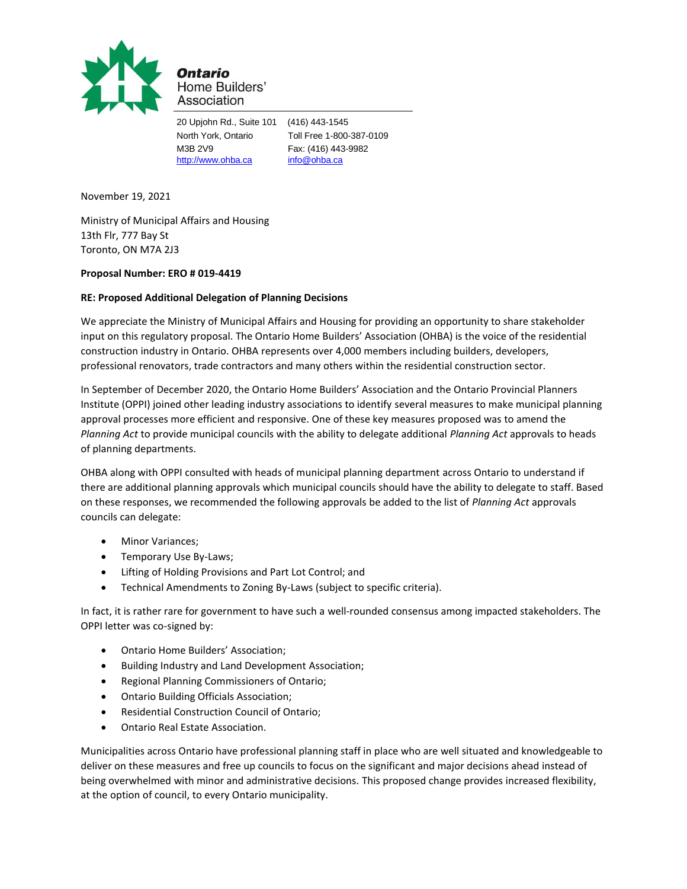**Ontario** Home Builders' Association

20 Upjohn Rd., Suite 101
North York, Ontario
M3B 2V9
http://www.ohba.ca

(416) 443-1545
Toll Free 1-800-387-0109
Fax: (416) 443-9982
info@ohba.ca

November 19, 2021

Ministry of Municipal Affairs and Housing
13th Flr, 777 Bay St
Toronto, ON M7A 2J3

**Proposal Number: ERO # 019-4419**

**RE: Proposed Additional Delegation of Planning Decisions**

We appreciate the Ministry of Municipal Affairs and Housing for providing an opportunity to share stakeholder input on this regulatory proposal. The Ontario Home Builders' Association (OHBA) is the voice of the residential construction industry in Ontario. OHBA represents over 4,000 members including builders, developers, professional renovators, trade contractors and many others within the residential construction sector.

In September of December 2020, the Ontario Home Builders' Association and the Ontario Provincial Planners Institute (OPPI) joined other leading industry associations to identify several measures to make municipal planning approval processes more efficient and responsive. One of these key measures proposed was to amend the *Planning Act* to provide municipal councils with the ability to delegate additional *Planning Act* approvals to heads of planning departments.

OHBA along with OPPI consulted with heads of municipal planning department across Ontario to understand if there are additional planning approvals which municipal councils should have the ability to delegate to staff. Based on these responses, we recommended the following approvals be added to the list of *Planning Act* approvals councils can delegate:

- Minor Variances;
- Temporary Use By-Laws;
- Lifting of Holding Provisions and Part Lot Control; and
- Technical Amendments to Zoning By-Laws (subject to specific criteria).

In fact, it is rather rare for government to have such a well-rounded consensus among impacted stakeholders. The OPPI letter was co-signed by:

- Ontario Home Builders' Association;
- Building Industry and Land Development Association;
- Regional Planning Commissioners of Ontario;
- Ontario Building Officials Association;
- Residential Construction Council of Ontario;
- Ontario Real Estate Association.

Municipalities across Ontario have professional planning staff in place who are well situated and knowledgeable to deliver on these measures and free up councils to focus on the significant and major decisions ahead instead of being overwhelmed with minor and administrative decisions. This proposed change provides increased flexibility, at the option of council, to every Ontario municipality.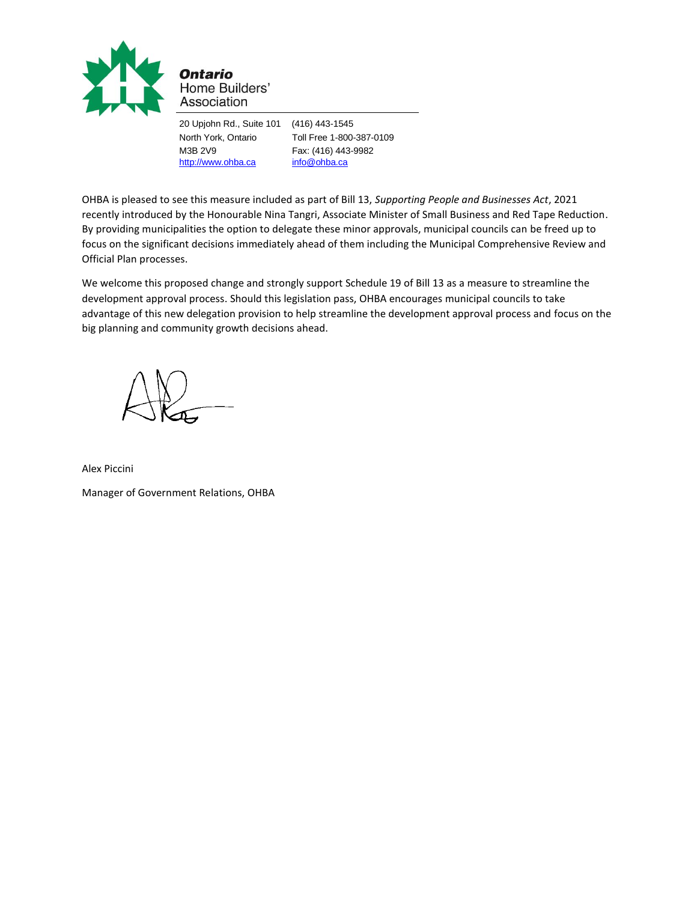**Ontario** Home Builders' Association

20 Upjohn Rd., Suite 101
North York, Ontario
M3B 2V9
http://www.ohba.ca

(416) 443-1545
Toll Free 1-800-387-0109
Fax: (416) 443-9982
info@ohba.ca

OHBA is pleased to see this measure included as part of Bill 13, *Supporting People and Businesses Act*, 2021 recently introduced by the Honourable Nina Tangri, Associate Minister of Small Business and Red Tape Reduction. By providing municipalities the option to delegate these minor approvals, municipal councils can be freed up to focus on the significant decisions immediately ahead of them including the Municipal Comprehensive Review and Official Plan processes.

We welcome this proposed change and strongly support Schedule 19 of Bill 13 as a measure to streamline the development approval process. Should this legislation pass, OHBA encourages municipal councils to take advantage of this new delegation provision to help streamline the development approval process and focus on the big planning and community growth decisions ahead.

Alex Piccini

Manager of Government Relations, OHBA